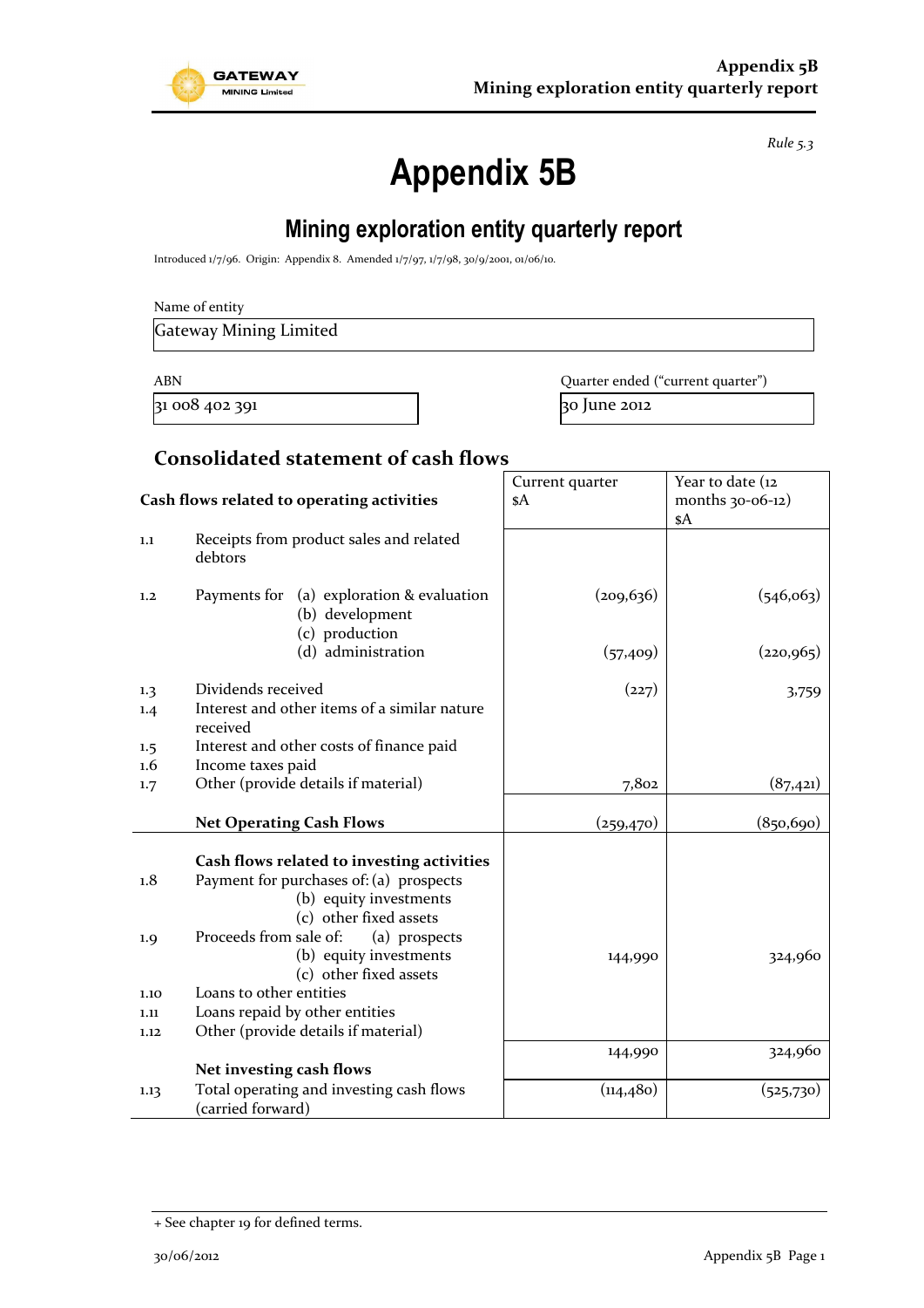Rule 5.3

# Appendix 5B

## Mining exploration entity quarterly report

Introduced 1/7/96. Origin: Appendix 8. Amended 1/7/97, 1/7/98, 30/9/2001, 01/06/10.

Name of entity

| Gateway Mining Limited |
|---|

| ABN | Quarter ended ("current quarter") |
|---|---|
| 31 008 402 391 | 30 June 2012 |

## Consolidated statement of cash flows

| | Cash flows related to operating activities | Current quarter $A | Year to date (12 months 30-06-12) $A |
|---|---|---|---|
| 1.1 | Receipts from product sales and related debtors | | |
| 1.2 | Payments for (a) exploration & evaluation | (209,636) | (546,063) |
| | (b) development | | |
| | (c) production | | |
| | (d) administration | (57,409) | (220,965) |
| 1.3 | Dividends received | (227) | 3,759 |
| 1.4 | Interest and other items of a similar nature received | | |
| 1.5 | Interest and other costs of finance paid | | |
| 1.6 | Income taxes paid | | |
| 1.7 | Other (provide details if material) | 7,802 | (87,421) |
| | **Net Operating Cash Flows** | (259,470) | (850,690) |
| | **Cash flows related to investing activities** | | |
| 1.8 | Payment for purchases of: (a) prospects | | |
| | (b) equity investments | | |
| | (c) other fixed assets | | |
| 1.9 | Proceeds from sale of: (a) prospects | | |
| | (b) equity investments | 144,990 | 324,960 |
| | (c) other fixed assets | | |
| 1.10 | Loans to other entities | | |
| 1.11 | Loans repaid by other entities | | |
| 1.12 | Other (provide details if material) | | |
| | **Net investing cash flows** | 144,990 | 324,960 |
| 1.13 | Total operating and investing cash flows (carried forward) | (114,480) | (525,730) |

+ See chapter 19 for defined terms.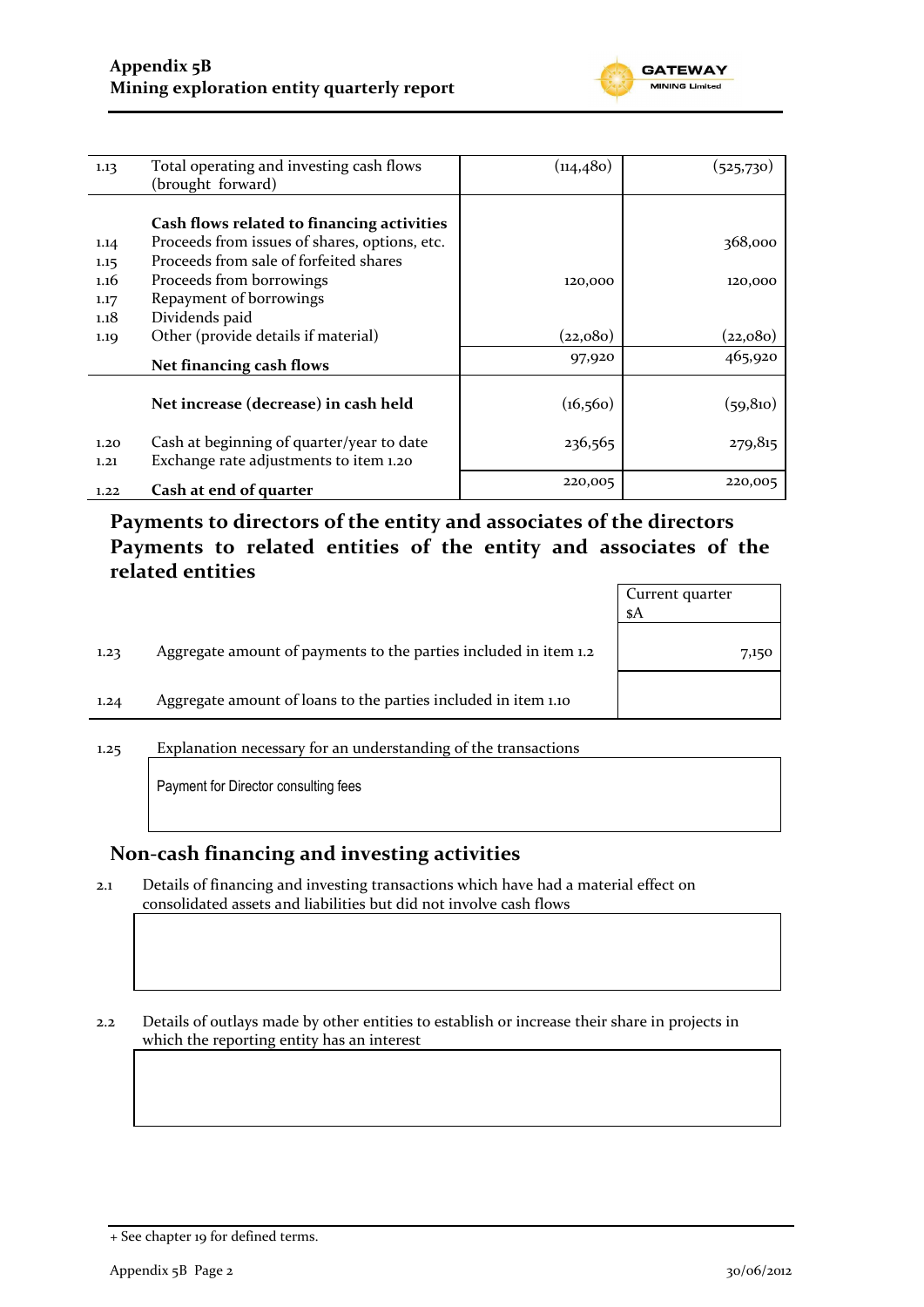| | | | |
|---|---|---|---|
| 1.13 | Total operating and investing cash flows (brought forward) | (114,480) | (525,730) |
| | **Cash flows related to financing activities** | | |
| 1.14 | Proceeds from issues of shares, options, etc. | | 368,000 |
| 1.15 | Proceeds from sale of forfeited shares | | |
| 1.16 | Proceeds from borrowings | 120,000 | 120,000 |
| 1.17 | Repayment of borrowings | | |
| 1.18 | Dividends paid | | |
| 1.19 | Other (provide details if material) | (22,080) | (22,080) |
| | **Net financing cash flows** | 97,920 | 465,920 |
| | **Net increase (decrease) in cash held** | (16,560) | (59,810) |
| 1.20 | Cash at beginning of quarter/year to date | 236,565 | 279,815 |
| 1.21 | Exchange rate adjustments to item 1.20 | | |
| 1.22 | **Cash at end of quarter** | 220,005 | 220,005 |

## Payments to directors of the entity and associates of the directors Payments to related entities of the entity and associates of the related entities

| | | Current quarter $A |
|---|---|---|
| 1.23 | Aggregate amount of payments to the parties included in item 1.2 | 7,150 |
| 1.24 | Aggregate amount of loans to the parties included in item 1.10 | |

1.25 Explanation necessary for an understanding of the transactions

Payment for Director consulting fees

## Non-cash financing and investing activities

2.1 Details of financing and investing transactions which have had a material effect on consolidated assets and liabilities but did not involve cash flows

2.2 Details of outlays made by other entities to establish or increase their share in projects in which the reporting entity has an interest

+ See chapter 19 for defined terms.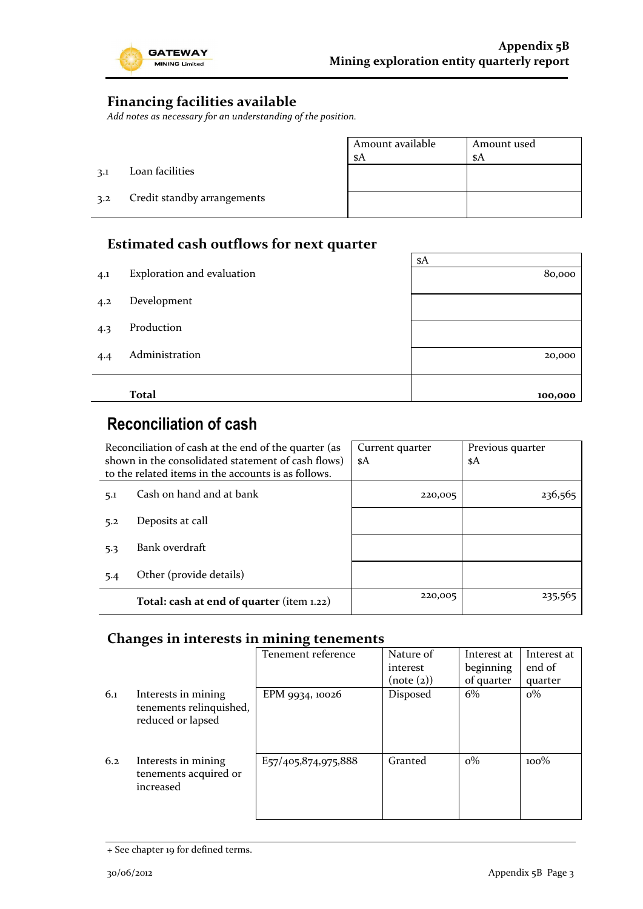## Financing facilities available

*Add notes as necessary for an understanding of the position.*

| | | Amount available $A | Amount used $A |
|---|---|---|---|
| 3.1 | Loan facilities | | |
| 3.2 | Credit standby arrangements | | |

## Estimated cash outflows for next quarter

| | | $A |
|---|---|---|
| 4.1 | Exploration and evaluation | 80,000 |
| 4.2 | Development | |
| 4.3 | Production | |
| 4.4 | Administration | 20,000 |
| | **Total** | **100,000** |

# Reconciliation of cash

| Reconciliation of cash at the end of the quarter (as shown in the consolidated statement of cash flows) to the related items in the accounts is as follows. | | Current quarter $A | Previous quarter $A |
|---|---|---|---|
| 5.1 | Cash on hand and at bank | 220,005 | 236,565 |
| 5.2 | Deposits at call | | |
| 5.3 | Bank overdraft | | |
| 5.4 | Other (provide details) | | |
| | **Total: cash at end of quarter** (item 1.22) | 220,005 | 235,565 |

## Changes in interests in mining tenements

| | | Tenement reference | Nature of interest (note (2)) | Interest at beginning of quarter | Interest at end of quarter |
|---|---|---|---|---|---|
| 6.1 | Interests in mining tenements relinquished, reduced or lapsed | EPM 9934, 10026 | Disposed | 6% | 0% |
| 6.2 | Interests in mining tenements acquired or increased | E57/405,874,975,888 | Granted | 0% | 100% |

+ See chapter 19 for defined terms.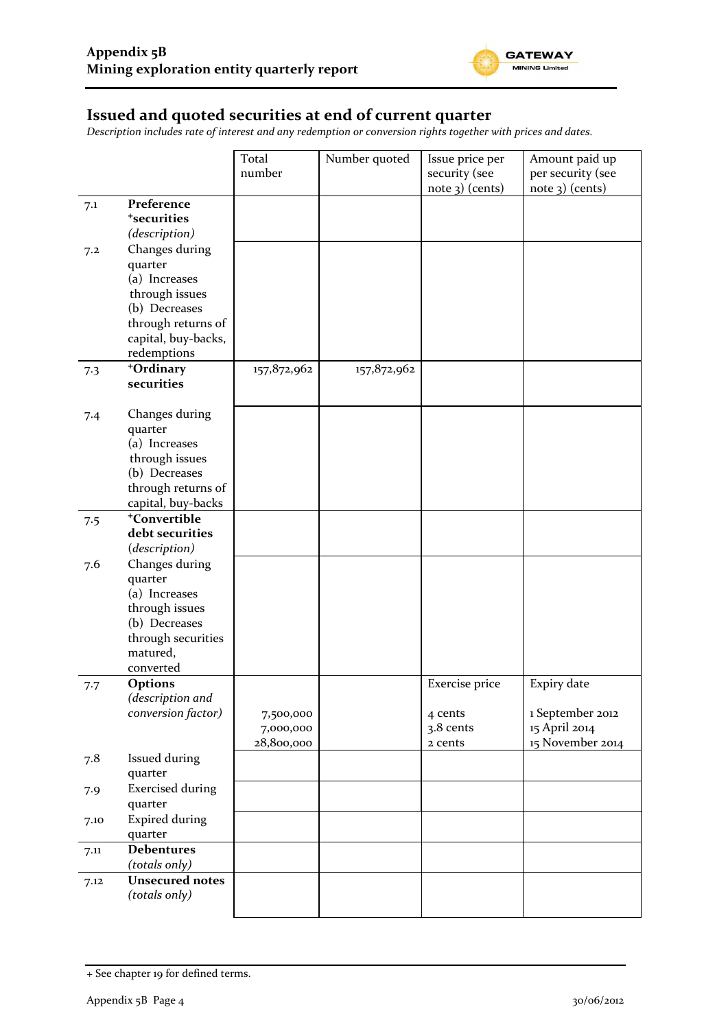## Issued and quoted securities at end of current quarter

*Description includes rate of interest and any redemption or conversion rights together with prices and dates.*

| | | Total number | Number quoted | Issue price per security (see note 3) (cents) | Amount paid up per security (see note 3) (cents) |
|---|---|---|---|---|---|
| 7.1 | **Preference +securities** *(description)* | | | | |
| 7.2 | Changes during quarter (a) Increases through issues (b) Decreases through returns of capital, buy-backs, redemptions | | | | |
| 7.3 | **+Ordinary securities** | 157,872,962 | 157,872,962 | | |
| 7.4 | Changes during quarter (a) Increases through issues (b) Decreases through returns of capital, buy-backs | | | | |
| 7.5 | **+Convertible debt securities** *(description)* | | | | |
| 7.6 | Changes during quarter (a) Increases through issues (b) Decreases through securities matured, converted | | | | |
| 7.7 | **Options** *(description and conversion factor)* | 7,500,000<br>7,000,000<br>28,800,000 | | Exercise price<br>4 cents<br>3.8 cents<br>2 cents | Expiry date<br>1 September 2012<br>15 April 2014<br>15 November 2014 |
| 7.8 | Issued during quarter | | | | |
| 7.9 | Exercised during quarter | | | | |
| 7.10 | Expired during quarter | | | | |
| 7.11 | **Debentures** *(totals only)* | | | | |
| 7.12 | **Unsecured notes** *(totals only)* | | | | |

+ See chapter 19 for defined terms.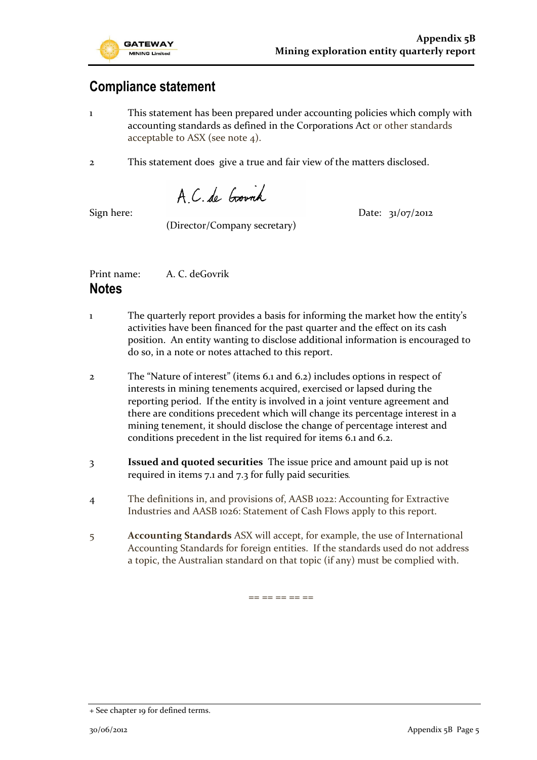## Compliance statement

1 This statement has been prepared under accounting policies which comply with accounting standards as defined in the Corporations Act or other standards acceptable to ASX (see note 4).

2 This statement does give a true and fair view of the matters disclosed.

Sign here: A.C. de Govrik (Director/Company secretary) Date: 31/07/2012

Print name: A. C. deGovrik

## Notes

1 The quarterly report provides a basis for informing the market how the entity's activities have been financed for the past quarter and the effect on its cash position. An entity wanting to disclose additional information is encouraged to do so, in a note or notes attached to this report.

2 The "Nature of interest" (items 6.1 and 6.2) includes options in respect of interests in mining tenements acquired, exercised or lapsed during the reporting period. If the entity is involved in a joint venture agreement and there are conditions precedent which will change its percentage interest in a mining tenement, it should disclose the change of percentage interest and conditions precedent in the list required for items 6.1 and 6.2.

3 **Issued and quoted securities** The issue price and amount paid up is not required in items 7.1 and 7.3 for fully paid securities.

4 The definitions in, and provisions of, AASB 1022: Accounting for Extractive Industries and AASB 1026: Statement of Cash Flows apply to this report.

5 **Accounting Standards** ASX will accept, for example, the use of International Accounting Standards for foreign entities. If the standards used do not address a topic, the Australian standard on that topic (if any) must be complied with.

== == == == ==

+ See chapter 19 for defined terms.